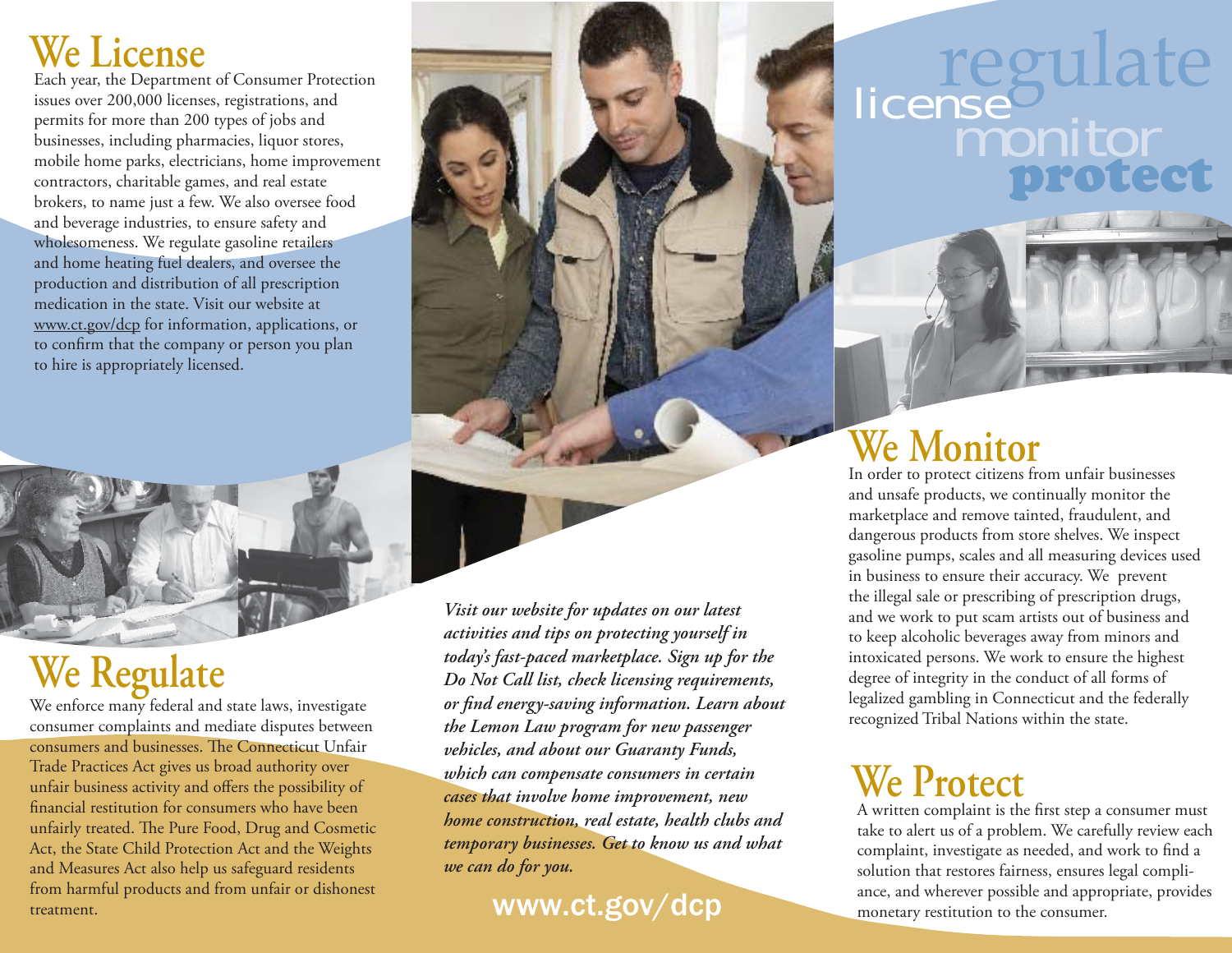regulate

license

monitor

**protect**

## We License

Each year, the Department of Consumer Protection issues over 200,000 licenses, registrations, and permits for more than 200 types of jobs and businesses, including pharmacies, liquor stores, mobile home parks, electricians, home improvement contractors, charitable games, and real estate brokers, to name just a few. We also oversee food and beverage industries, to ensure safety and wholesomeness. We regulate gasoline retailers and home heating fuel dealers, and oversee the production and distribution of all prescription medication in the state. Visit our website at www.ct.gov/dcp for information, applications, or to confirm that the company or person you plan to hire is appropriately licensed.

## We Regulate

We enforce many federal and state laws, investigate consumer complaints and mediate disputes between consumers and businesses. The Connecticut Unfair Trade Practices Act gives us broad authority over unfair business activity and offers the possibility of financial restitution for consumers who have been unfairly treated. The Pure Food, Drug and Cosmetic Act, the State Child Protection Act and the Weights and Measures Act also help us safeguard residents from harmful products and from unfair or dishonest treatment.

***Visit our website for updates on our latest activities and tips on protecting yourself in today's fast-paced marketplace. Sign up for the Do Not Call list, check licensing requirements, or find energy-saving information. Learn about the Lemon Law program for new passenger vehicles, and about our Guaranty Funds, which can compensate consumers in certain cases that involve home improvement, new home construction, real estate, health clubs and temporary businesses. Get to know us and what we can do for you.***

www.ct.gov/dcp

## We Monitor

In order to protect citizens from unfair businesses and unsafe products, we continually monitor the marketplace and remove tainted, fraudulent, and dangerous products from store shelves. We inspect gasoline pumps, scales and all measuring devices used in business to ensure their accuracy. We prevent the illegal sale or prescribing of prescription drugs, and we work to put scam artists out of business and to keep alcoholic beverages away from minors and intoxicated persons. We work to ensure the highest degree of integrity in the conduct of all forms of legalized gambling in Connecticut and the federally recognized Tribal Nations within the state.

## We Protect

A written complaint is the first step a consumer must take to alert us of a problem. We carefully review each complaint, investigate as needed, and work to find a solution that restores fairness, ensures legal compliance, and wherever possible and appropriate, provides monetary restitution to the consumer.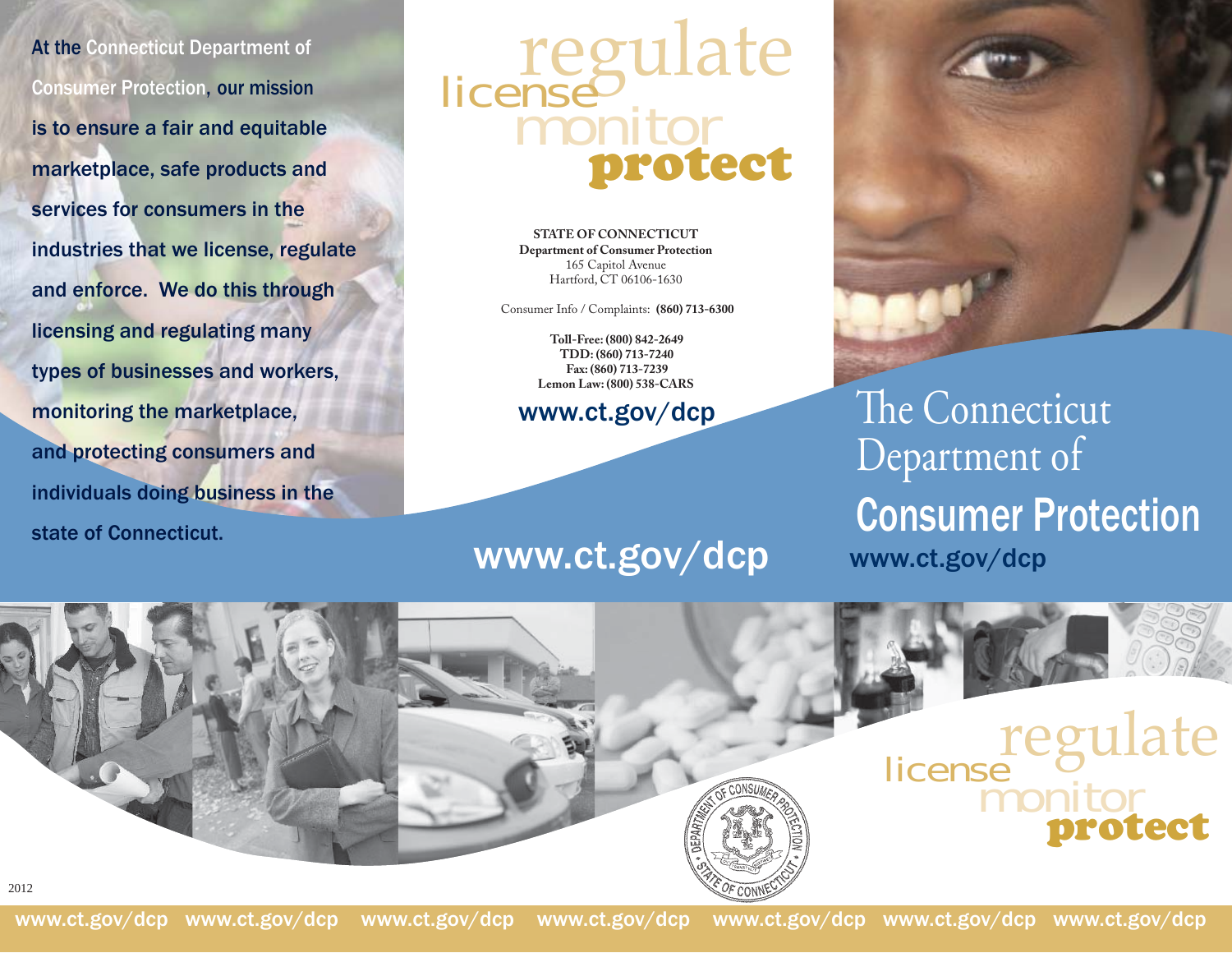At the Connecticut Department of Consumer Protection, our mission is to ensure a fair and equitable marketplace, safe products and services for consumers in the industries that we license, regulate and enforce. We do this through licensing and regulating many types of businesses and workers, monitoring the marketplace, and protecting consumers and individuals doing business in the state of Connecticut.

2012

license regulate monitor **protect**

**STATE OF CONNECTICUT**
**Department of Consumer Protection**
165 Capitol Avenue
Hartford, CT 06106-1630

Consumer Info / Complaints: **(860) 713-6300**

**Toll-Free: (800) 842-2649**
**TDD: (860) 713-7240**
**Fax: (860) 713-7239**
**Lemon Law: (800) 538-CARS**

**www.ct.gov/dcp**

www.ct.gov/dcp

# The Connecticut Department of Consumer Protection

www.ct.gov/dcp

license regulate monitor **protect**

www.ct.gov/dcp www.ct.gov/dcp www.ct.gov/dcp www.ct.gov/dcp www.ct.gov/dcp www.ct.gov/dcp www.ct.gov/dcp